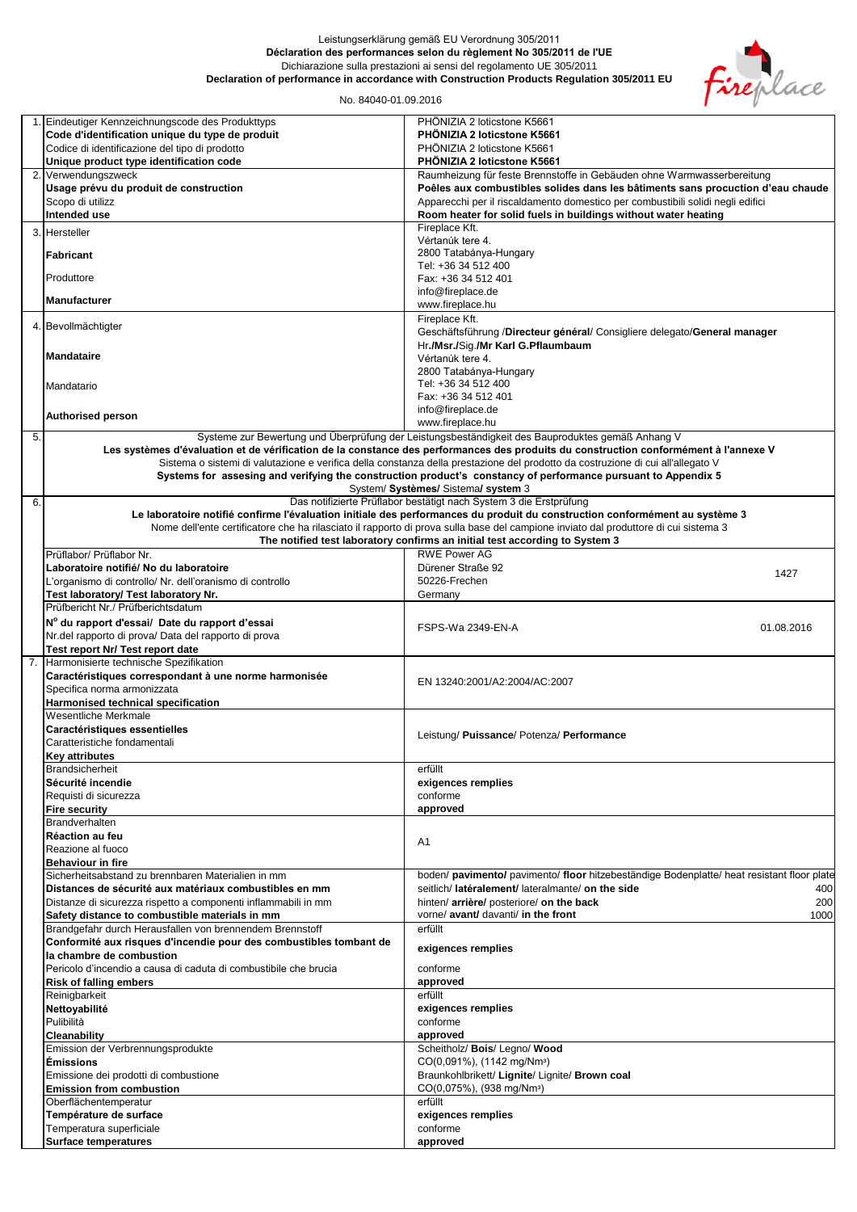Leistungserklärung gemäß EU Verordnung 305/2011
**Déclaration des performances selon du règlement No 305/2011 de l'UE**
Dichiarazione sulla prestazioni ai sensi del regolamento UE 305/2011
**Declaration of performance in accordance with Construction Products Regulation 305/2011 EU**

No. 84040-01.09.2016

| | | |
|---|---|---|
| 1. | Eindeutiger Kennzeichnungscode des Produkttyps<br>**Code d'identification unique du type de produit**<br>Codice di identificazione del tipo di prodotto<br>**Unique product type identification code** | PHÖNIZIA 2 loticstone K5661<br>**PHÖNIZIA 2 loticstone K5661**<br>PHÖNIZIA 2 loticstone K5661<br>**PHÖNIZIA 2 loticstone K5661** |
| 2. | Verwendungszweck<br>**Usage prévu du produit de construction**<br>Scopo di utilizz<br>**Intended use** | Raumheizung für feste Brennstoffe in Gebäuden ohne Warmwasserbereitung<br>**Poêles aux combustibles solides dans les bâtiments sans procution d'eau chaude**<br>Apparecchi per il riscaldamento domestico per combustibili solidi negli edifici<br>**Room heater for solid fuels in buildings without water heating** |
| 3. | Hersteller<br>**Fabricant**<br>Produttore<br>**Manufacturer** | Fireplace Kft.<br>Vértanúk tere 4.<br>2800 Tatabánya-Hungary<br>Tel: +36 34 512 400<br>Fax: +36 34 512 401<br>info@fireplace.de<br>www.fireplace.hu |
| 4. | Bevollmächtigter<br>**Mandataire**<br>Mandatario<br>**Authorised person** | Fireplace Kft.<br>Geschäftsführung /**Directeur général**/ Consigliere delegato/**General manager**<br>Hr.**/Msr./**Sig.**/Mr Karl G.Pflaumbaum**<br>Vértanúk tere 4.<br>2800 Tatabánya-Hungary<br>Tel: +36 34 512 400<br>Fax: +36 34 512 401<br>info@fireplace.de<br>www.fireplace.hu |
| 5. | Systeme zur Bewertung und Überprüfung der Leistungsbeständigkeit des Bauproduktes gemäß Anhang V<br>**Les systèmes d'évaluation et de vérification de la constance des performances des produits du construction conformément à l'annexe V**<br>Sistema o sistemi di valutazione e verifica della constanza della prestazione del prodotto da costruzione di cui all'allegato V<br>**Systems for assesing and verifying the construction product's constancy of performance pursuant to Appendix 5**<br>System/ **Systèmes**/ Sistema**/ system** 3 | |
| 6. | Das notifizierte Prüflabor bestätigt nach System 3 die Erstprüfung<br>**Le laboratoire notifié confirme l'évaluation initiale des performances du produit du construction conformément au système 3**<br>Nome dell'ente certificatore che ha rilasciato il rapporto di prova sulla base del campione inviato dal produttore di cui sistema 3<br>**The notified test laboratory confirms an initial test according to System 3** | |
| | Prüflabor/ Prüflabor Nr.<br>**Laboratoire notifié/ No du laboratoire**<br>L'organismo di controllo/ Nr. dell'oranismo di controllo<br>**Test laboratory/ Test laboratory Nr.** | RWE Power AG<br>Dürener Straße 92<br>50226-Frechen<br>Germany<br>1427 |
| | Prüfbericht Nr./ Prüfberichtsdatum<br>**N° du rapport d'essai/ Date du rapport d'essai**<br>Nr.del rapporto di prova/ Data del rapporto di prova<br>**Test report Nr/ Test report date** | FSPS-Wa 2349-EN-A 01.08.2016 |
| 7. | Harmonisierte technische Spezifikation<br>**Caractéristiques correspondant à une norme harmonisée**<br>Specifica norma armonizzata<br>**Harmonised technical specification** | EN 13240:2001/A2:2004/AC:2007 |
| | Wesentliche Merkmale<br>**Caractéristiques essentielles**<br>Caratteristiche fondamentali<br>**Key attributes** | Leistung/ **Puissance**/ Potenza/ **Performance** |
| | Brandsicherheit<br>**Sécurité incendie**<br>Requisti di sicurezza<br>**Fire security** | erfüllt<br>**exigences remplies**<br>conforme<br>**approved** |
| | Brandverhalten<br>**Réaction au feu**<br>Reazione al fuoco<br>**Behaviour in fire** | A1 |
| | Sicherheitsabstand zu brennbaren Materialien in mm<br>**Distances de sécurité aux matériaux combustibles en mm**<br>Distanze di sicurezza rispetto a componenti inflammabili in mm<br>**Safety distance to combustible materials in mm** | boden/ **pavimento/** pavimento/ **floor** hitzebeständige Bodenplatte/ heat resistant floor plate<br>seitlich/ **latéralement/** lateralmante/ **on the side** 400<br>hinten/ **arrière/** posteriore/ **on the back** 200<br>vorne/ **avant/** davanti/ **in the front** 1000 |
| | Brandgefahr durch Herausfallen von brennendem Brennstoff<br>**Conformité aux risques d'incendie pour des combustibles tombant de la chambre de combustion**<br>Pericolo d'incendio a causa di caduta di combustibile che brucia<br>**Risk of falling embers** | erfüllt<br>**exigences remplies**<br>conforme<br>**approved** |
| | Reinigbarkeit<br>**Nettoyabilité**<br>Pulibilità<br>**Cleanability** | erfüllt<br>**exigences remplies**<br>conforme<br>**approved** |
| | Emission der Verbrennungsprodukte<br>**Émissions**<br>Emissione dei prodotti di combustione<br>**Emission from combustion** | Scheitholz/ **Bois**/ Legno/ **Wood**<br>CO(0,091%), (1142 mg/Nm³)<br>Braunkohlbrikett/ **Lignite**/ Lignite/ **Brown coal**<br>CO(0,075%), (938 mg/Nm³) |
| | Oberflächentemperatur<br>**Température de surface**<br>Temperatura superficiale<br>**Surface temperatures** | erfüllt<br>**exigences remplies**<br>conforme<br>**approved** |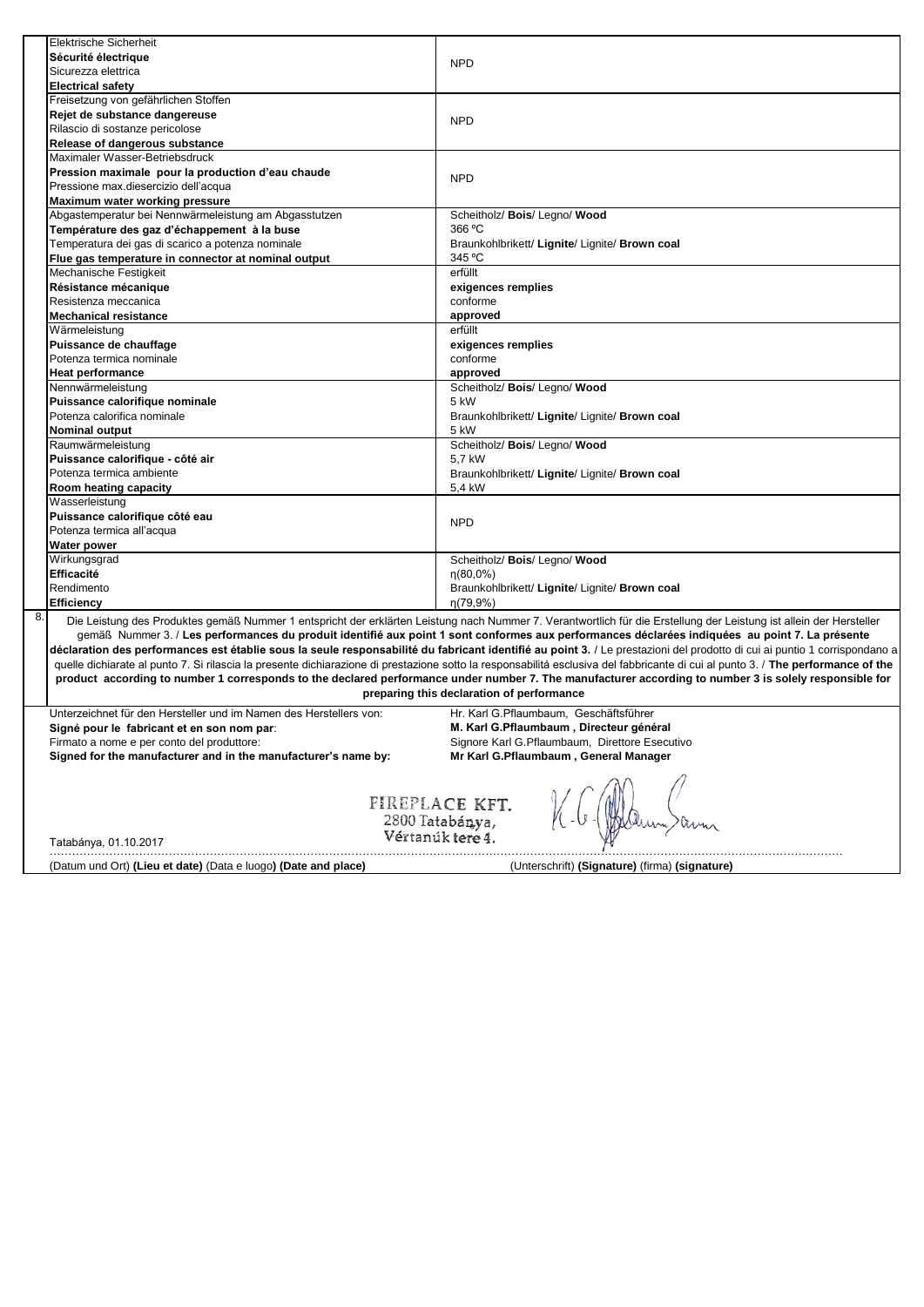| | |
|---|---|
| Elektrische Sicherheit<br>**Sécurité électrique**<br>Sicurezza elettrica<br>**Electrical safety** | NPD |
| Freisetzung von gefährlichen Stoffen<br>**Rejet de substance dangereuse**<br>Rilascio di sostanze pericolose<br>**Release of dangerous substance** | NPD |
| Maximaler Wasser-Betriebsdruck<br>**Pression maximale pour la production d'eau chaude**<br>Pressione max.diesercizio dell'acqua<br>**Maximum water working pressure** | NPD |
| Abgastemperatur bei Nennwärmeleistung am Abgasstutzen<br>**Température des gaz d'échappement à la buse**<br>Temperatura dei gas di scarico a potenza nominale<br>**Flue gas temperature in connector at nominal output** | Scheitholz/ **Bois**/ Legno/ **Wood**<br>366 ºC<br>Braunkohlbrikett/ **Lignite**/ Lignite/ **Brown coal**<br>345 ºC |
| Mechanische Festigkeit<br>**Résistance mécanique**<br>Resistenza meccanica<br>**Mechanical resistance** | erfüllt<br>**exigences remplies**<br>conforme<br>**approved** |
| Wärmeleistung<br>**Puissance de chauffage**<br>Potenza termica nominale<br>**Heat performance** | erfüllt<br>**exigences remplies**<br>conforme<br>**approved** |
| Nennwärmeleistung<br>**Puissance calorifique nominale**<br>Potenza calorifica nominale<br>**Nominal output** | Scheitholz/ **Bois**/ Legno/ **Wood**<br>5 kW<br>Braunkohlbrikett/ **Lignite**/ Lignite/ **Brown coal**<br>5 kW |
| Raumwärmeleistung<br>**Puissance calorifique - côté air**<br>Potenza termica ambiente<br>**Room heating capacity** | Scheitholz/ **Bois**/ Legno/ **Wood**<br>5,7 kW<br>Braunkohlbrikett/ **Lignite**/ Lignite/ **Brown coal**<br>5,4 kW |
| Wasserleistung<br>**Puissance calorifique côté eau**<br>Potenza termica all'acqua<br>**Water power** | NPD |
| Wirkungsgrad<br>**Efficacité**<br>Rendimento<br>**Efficiency** | Scheitholz/ **Bois**/ Legno/ **Wood**<br>η(80,0%)<br>Braunkohlbrikett/ **Lignite**/ Lignite/ **Brown coal**<br>η(79,9%) |

8. Die Leistung des Produktes gemäß Nummer 1 entspricht der erklärten Leistung nach Nummer 7. Verantwortlich für die Erstellung der Leistung ist allein der Hersteller gemäß Nummer 3. / **Les performances du produit identifié aux point 1 sont conformes aux performances déclarées indiquées au point 7. La présente déclaration des performances est établie sous la seule responsabilité du fabricant identifié au point 3.** / Le prestazioni del prodotto di cui ai puntio 1 corrispondano a quelle dichiarate al punto 7. Si rilascia la presente dichiarazione di prestazione sotto la responsabilitá esclusiva del fabbricante di cui al punto 3. / **The performance of the product according to number 1 corresponds to the declared performance under number 7. The manufacturer according to number 3 is solely responsible for preparing this declaration of performance**

| | |
|---|---|
| Unterzeichnet für den Hersteller und im Namen des Herstellers von:<br>**Signé pour le fabricant et en son nom par**:<br>Firmato a nome e per conto del produttore:<br>**Signed for the manufacturer and in the manufacturer's name by:** | Hr. Karl G.Pflaumbaum, Geschäftsführer<br>**M. Karl G.Pflaumbaum , Directeur général**<br>Signore Karl G.Pflaumbaum, Direttore Esecutivo<br>**Mr Karl G.Pflaumbaum , General Manager** |

FIREPLACE KFT.
2800 Tatabánya,
Vértanúk tere 4.

Tatabánya, 01.10.2017

(Datum und Ort) **(Lieu et date)** (Data e luogo**) (Date and place)** (Unterschrift) **(Signature)** (firma) **(signature)**